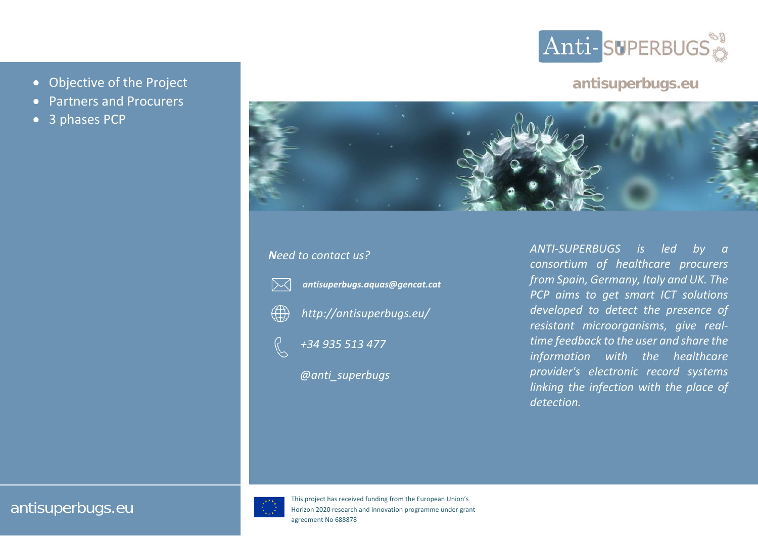- Objective of the Project
- Partners and Procurers
- 3 phases PCP

antisuperbugs.eu

Anti-SUPERBUGS

antisuperbugs.eu

*Need to contact us?*

***antisuperbugs.aquas@gencat.cat***

*http://antisuperbugs.eu/*

*+34 935 513 477*

*@anti_superbugs*

*ANTI-SUPERBUGS is led by a consortium of healthcare procurers from Spain, Germany, Italy and UK. The PCP aims to get smart ICT solutions developed to detect the presence of resistant microorganisms, give real-time feedback to the user and share the information with the healthcare provider's electronic record systems linking the infection with the place of detection.*

This project has received funding from the European Union's Horizon 2020 research and innovation programme under grant agreement No 688878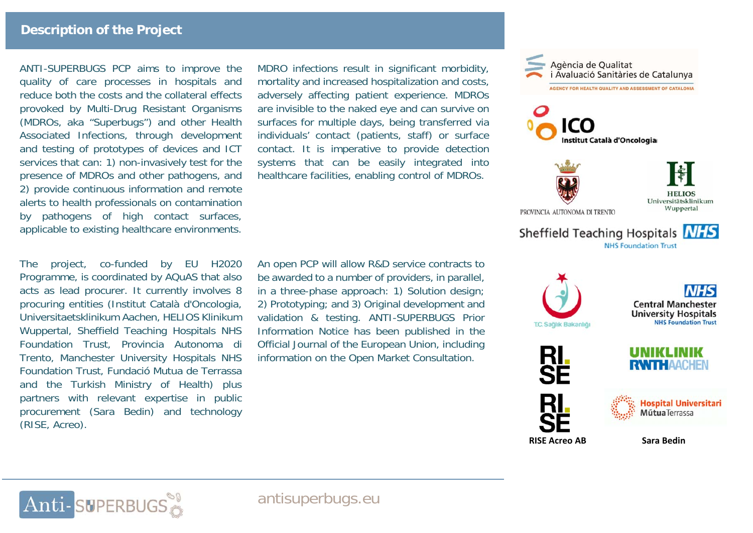## Description of the Project

ANTI-SUPERBUGS PCP aims to improve the quality of care processes in hospitals and reduce both the costs and the collateral effects provoked by Multi-Drug Resistant Organisms (MDROs, aka "Superbugs") and other Health Associated Infections, through development and testing of prototypes of devices and ICT services that can: 1) non-invasively test for the presence of MDROs and other pathogens, and 2) provide continuous information and remote alerts to health professionals on contamination by pathogens of high contact surfaces, applicable to existing healthcare environments.

MDRO infections result in significant morbidity, mortality and increased hospitalization and costs, adversely affecting patient experience. MDROs are invisible to the naked eye and can survive on surfaces for multiple days, being transferred via individuals' contact (patients, staff) or surface contact. It is imperative to provide detection systems that can be easily integrated into healthcare facilities, enabling control of MDROs.

The project, co-funded by EU H2020 Programme, is coordinated by AQuAS that also acts as lead procurer. It currently involves 8 procuring entities (Institut Català d'Oncologia, Universitaetsklinikum Aachen, HELIOS Klinikum Wuppertal, Sheffield Teaching Hospitals NHS Foundation Trust, Provincia Autonoma di Trento, Manchester University Hospitals NHS Foundation Trust, Fundació Mutua de Terrassa and the Turkish Ministry of Health) plus partners with relevant expertise in public procurement (Sara Bedin) and technology (RISE, Acreo).

An open PCP will allow R&D service contracts to be awarded to a number of providers, in parallel, in a three-phase approach: 1) Solution design; 2) Prototyping; and 3) Original development and validation & testing. ANTI-SUPERBUGS Prior Information Notice has been published in the Official Journal of the European Union, including information on the Open Market Consultation.

Agència de Qualitat i Avaluació Sanitàries de Catalunya
AGENCY FOR HEALTH QUALITY AND ASSESSMENT OF CATALONIA

ICO Institut Català d'Oncologia

PROVINCIA AUTONOMA DI TRENTO

HELIOS Universitätsklinikum Wuppertal

Sheffield Teaching Hospitals NHS Foundation Trust

T.C. Sağlık Bakanlığı

Central Manchester University Hospitals NHS Foundation Trust

RISE

UNIKLINIK RWTHAACHEN

RISE Acreo AB

Hospital Universitari MútuaTerrassa

Sara Bedin

Anti-SUPERBUGS

antisuperbugs.eu